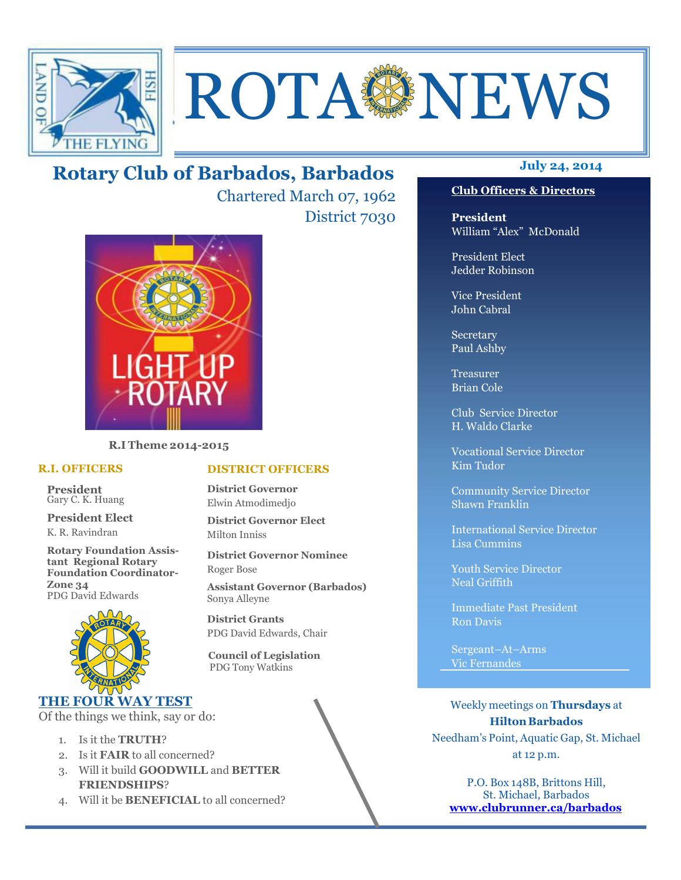# ROTA NEWS

## Rotary Club of Barbados, Barbados

Chartered March 07, 1962

District 7030

**July 24, 2014**

LIGHT UP ROTARY

**R.I Theme 2014-2015**

### R.I. OFFICERS

**President**
Gary C. K. Huang

**President Elect**
K. R. Ravindran

**Rotary Foundation Assistant Regional Rotary Foundation Coordinator-Zone 34**
PDG David Edwards

### DISTRICT OFFICERS

**District Governor**
Elwin Atmodimedjo

**District Governor Elect**
Milton Inniss

**District Governor Nominee**
Roger Bose

**Assistant Governor (Barbados)**
Sonya Alleyne

**District Grants**
PDG David Edwards, Chair

**Council of Legislation**
PDG Tony Watkins

### THE FOUR WAY TEST

Of the things we think, say or do:

1. Is it the **TRUTH**?
2. Is it **FAIR** to all concerned?
3. Will it build **GOODWILL** and **BETTER FRIENDSHIPS**?
4. Will it be **BENEFICIAL** to all concerned?

### Club Officers & Directors

**President**
William "Alex" McDonald

President Elect
Jedder Robinson

Vice President
John Cabral

Secretary
Paul Ashby

Treasurer
Brian Cole

Club Service Director
H. Waldo Clarke

Vocational Service Director
Kim Tudor

Community Service Director
Shawn Franklin

International Service Director
Lisa Cummins

Youth Service Director
Neal Griffith

Immediate Past President
Ron Davis

Sergeant–At–Arms
Vic Fernandes

Weekly meetings on **Thursdays** at **Hilton Barbados**
Needham's Point, Aquatic Gap, St. Michael
at 12 p.m.

P.O. Box 148B, Brittons Hill,
St. Michael, Barbados
**www.clubrunner.ca/barbados**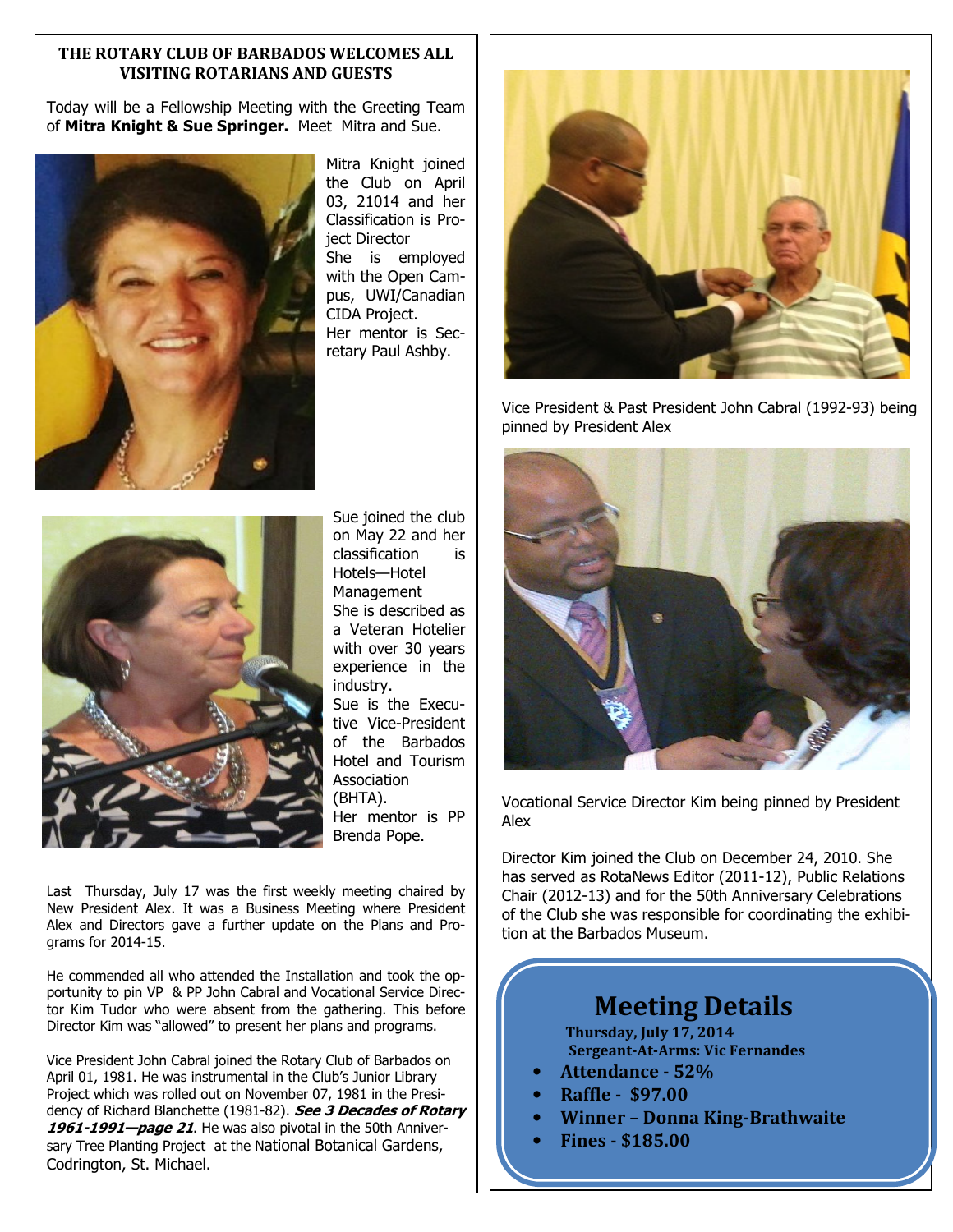## THE ROTARY CLUB OF BARBADOS WELCOMES ALL VISITING ROTARIANS AND GUESTS

Today will be a Fellowship Meeting with the Greeting Team of **Mitra Knight & Sue Springer.** Meet Mitra and Sue.

Mitra Knight joined the Club on April 03, 21014 and her Classification is Project Director
She is employed with the Open Campus, UWI/Canadian CIDA Project.
Her mentor is Secretary Paul Ashby.

Sue joined the club on May 22 and her classification is Hotels—Hotel Management
She is described as a Veteran Hotelier with over 30 years experience in the industry.
Sue is the Executive Vice-President of the Barbados Hotel and Tourism Association (BHTA).
Her mentor is PP Brenda Pope.

Last Thursday, July 17 was the first weekly meeting chaired by New President Alex. It was a Business Meeting where President Alex and Directors gave a further update on the Plans and Programs for 2014-15.

He commended all who attended the Installation and took the opportunity to pin VP & PP John Cabral and Vocational Service Director Kim Tudor who were absent from the gathering. This before Director Kim was "allowed" to present her plans and programs.

Vice President John Cabral joined the Rotary Club of Barbados on April 01, 1981. He was instrumental in the Club's Junior Library Project which was rolled out on November 07, 1981 in the Presidency of Richard Blanchette (1981-82). ***See 3 Decades of Rotary 1961-1991—page 21***. He was also pivotal in the 50th Anniversary Tree Planting Project at the National Botanical Gardens, Codrington, St. Michael.

Vice President & Past President John Cabral (1992-93) being pinned by President Alex

Vocational Service Director Kim being pinned by President Alex

Director Kim joined the Club on December 24, 2010. She has served as RotaNews Editor (2011-12), Public Relations Chair (2012-13) and for the 50th Anniversary Celebrations of the Club she was responsible for coordinating the exhibition at the Barbados Museum.

## Meeting Details

**Thursday, July 17, 2014**
**Sergeant-At-Arms: Vic Fernandes**

- **Attendance - 52%**
- **Raffle - $97.00**
- **Winner – Donna King-Brathwaite**
- **Fines - $185.00**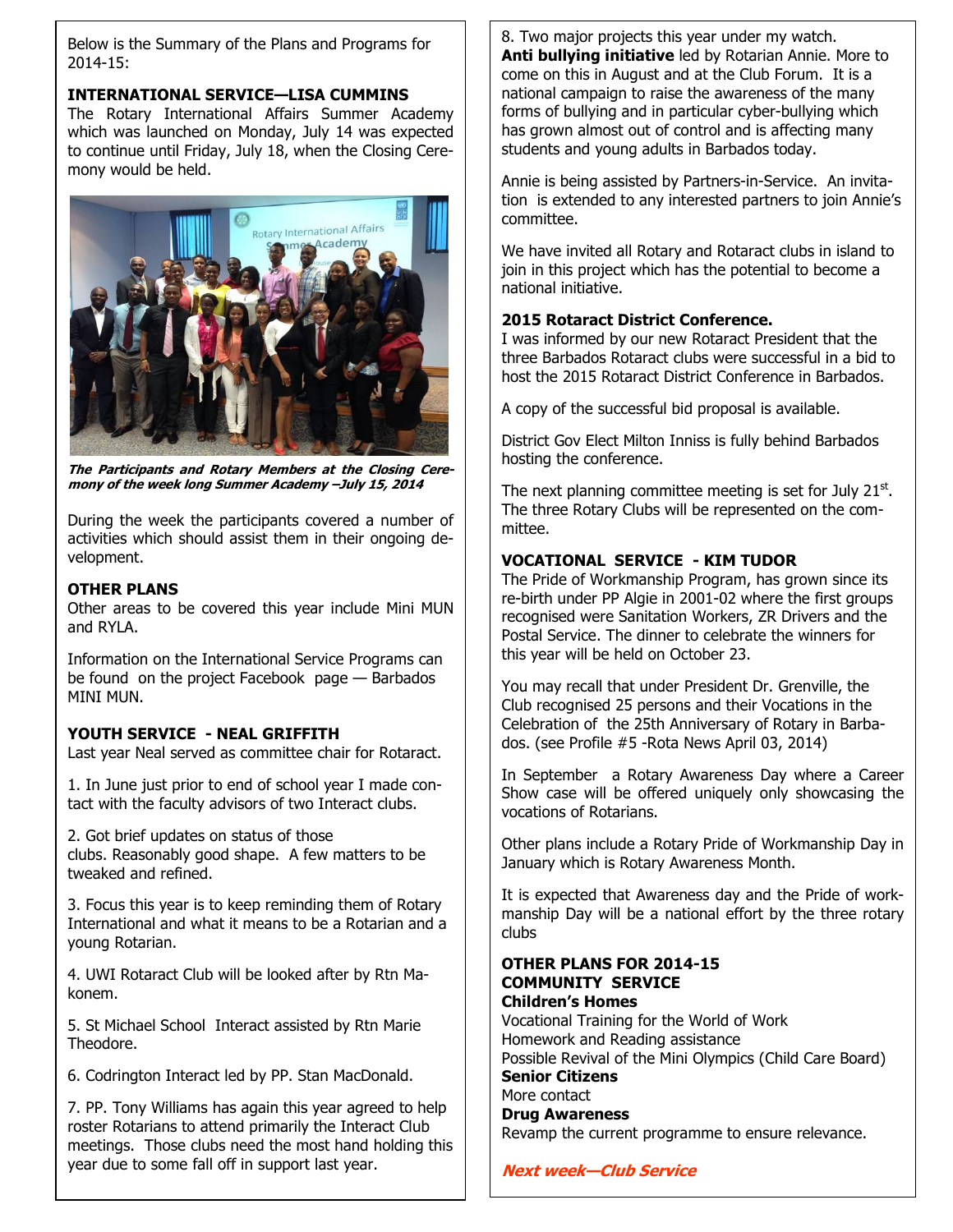Below is the Summary of the Plans and Programs for 2014-15:

**INTERNATIONAL SERVICE—LISA CUMMINS**

The Rotary International Affairs Summer Academy which was launched on Monday, July 14 was expected to continue until Friday, July 18, when the Closing Ceremony would be held.

***The Participants and Rotary Members at the Closing Ceremony of the week long Summer Academy –July 15, 2014***

During the week the participants covered a number of activities which should assist them in their ongoing development.

**OTHER PLANS**

Other areas to be covered this year include Mini MUN and RYLA.

Information on the International Service Programs can be found on the project Facebook page — Barbados MINI MUN.

**YOUTH SERVICE - NEAL GRIFFITH**

Last year Neal served as committee chair for Rotaract.

1. In June just prior to end of school year I made contact with the faculty advisors of two Interact clubs.

2. Got brief updates on status of those clubs. Reasonably good shape. A few matters to be tweaked and refined.

3. Focus this year is to keep reminding them of Rotary International and what it means to be a Rotarian and a young Rotarian.

4. UWI Rotaract Club will be looked after by Rtn Makonem.

5. St Michael School Interact assisted by Rtn Marie Theodore.

6. Codrington Interact led by PP. Stan MacDonald.

7. PP. Tony Williams has again this year agreed to help roster Rotarians to attend primarily the Interact Club meetings. Those clubs need the most hand holding this year due to some fall off in support last year.

8. Two major projects this year under my watch.

**Anti bullying initiative** led by Rotarian Annie. More to come on this in August and at the Club Forum. It is a national campaign to raise the awareness of the many forms of bullying and in particular cyber-bullying which has grown almost out of control and is affecting many students and young adults in Barbados today.

Annie is being assisted by Partners-in-Service. An invitation is extended to any interested partners to join Annie's committee.

We have invited all Rotary and Rotaract clubs in island to join in this project which has the potential to become a national initiative.

**2015 Rotaract District Conference.**

I was informed by our new Rotaract President that the three Barbados Rotaract clubs were successful in a bid to host the 2015 Rotaract District Conference in Barbados.

A copy of the successful bid proposal is available.

District Gov Elect Milton Inniss is fully behind Barbados hosting the conference.

The next planning committee meeting is set for July 21st. The three Rotary Clubs will be represented on the committee.

**VOCATIONAL SERVICE - KIM TUDOR**

The Pride of Workmanship Program, has grown since its re-birth under PP Algie in 2001-02 where the first groups recognised were Sanitation Workers, ZR Drivers and the Postal Service. The dinner to celebrate the winners for this year will be held on October 23.

You may recall that under President Dr. Grenville, the Club recognised 25 persons and their Vocations in the Celebration of the 25th Anniversary of Rotary in Barbados. (see Profile #5 -Rota News April 03, 2014)

In September a Rotary Awareness Day where a Career Show case will be offered uniquely only showcasing the vocations of Rotarians.

Other plans include a Rotary Pride of Workmanship Day in January which is Rotary Awareness Month.

It is expected that Awareness day and the Pride of workmanship Day will be a national effort by the three rotary clubs

**OTHER PLANS FOR 2014-15**
**COMMUNITY SERVICE**
**Children's Homes**

Vocational Training for the World of Work
Homework and Reading assistance
Possible Revival of the Mini Olympics (Child Care Board)

**Senior Citizens**

More contact

**Drug Awareness**

Revamp the current programme to ensure relevance.

***Next week—Club Service***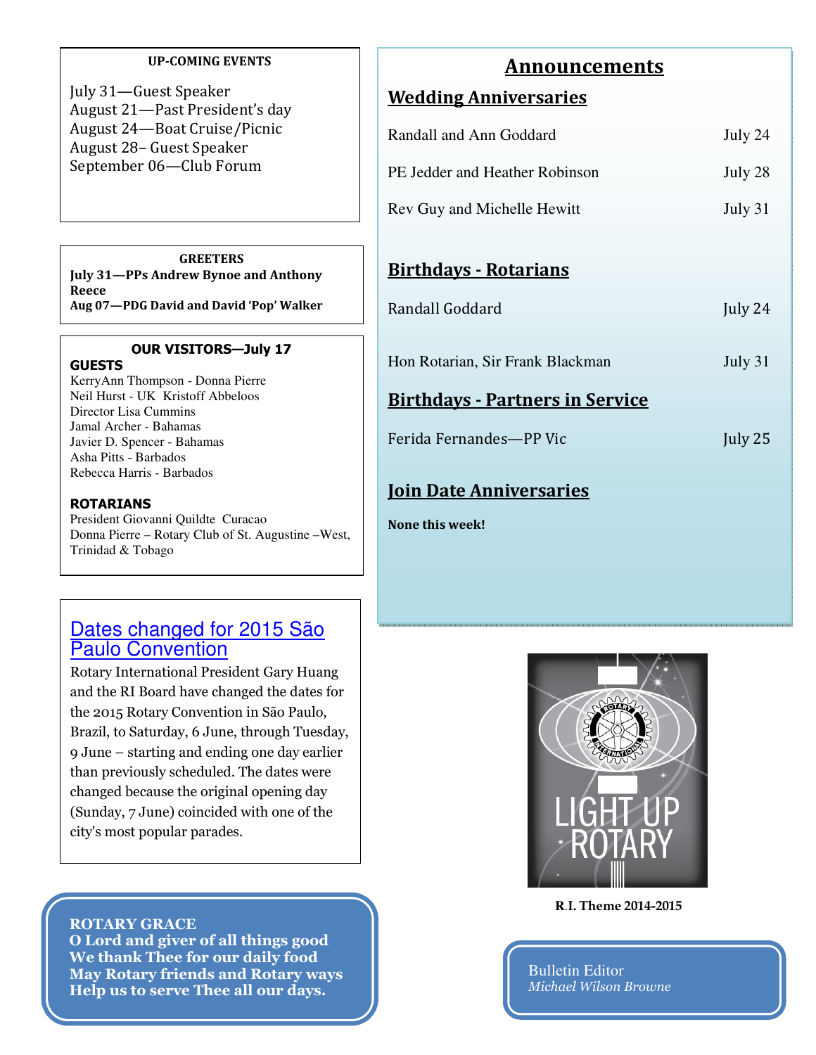**UP-COMING EVENTS**

July 31—Guest Speaker
August 21—Past President's day
August 24—Boat Cruise/Picnic
August 28– Guest Speaker
September 06—Club Forum

**GREETERS**

**July 31—PPs Andrew Bynoe and Anthony Reece**
**Aug 07—PDG David and David 'Pop' Walker**

**OUR VISITORS—July 17**

**GUESTS**

KerryAnn Thompson - Donna Pierre
Neil Hurst - UK Kristoff Abbeloos
Director Lisa Cummins
Jamal Archer - Bahamas
Javier D. Spencer - Bahamas
Asha Pitts - Barbados
Rebecca Harris - Barbados

**ROTARIANS**

President Giovanni Quildte Curacao
Donna Pierre – Rotary Club of St. Augustine –West, Trinidad & Tobago

## Dates changed for 2015 São Paulo Convention

Rotary International President Gary Huang and the RI Board have changed the dates for the 2015 Rotary Convention in São Paulo, Brazil, to Saturday, 6 June, through Tuesday, 9 June – starting and ending one day earlier than previously scheduled. The dates were changed because the original opening day (Sunday, 7 June) coincided with one of the city's most popular parades.

**ROTARY GRACE**
**O Lord and giver of all things good**
**We thank Thee for our daily food**
**May Rotary friends and Rotary ways**
**Help us to serve Thee all our days.**

# Announcements

## Wedding Anniversaries

| | |
|---|---|
| Randall and Ann Goddard | July 24 |
| PE Jedder and Heather Robinson | July 28 |
| Rev Guy and Michelle Hewitt | July 31 |

## Birthdays - Rotarians

| | |
|---|---|
| Randall Goddard | July 24 |
| Hon Rotarian, Sir Frank Blackman | July 31 |

## Birthdays - Partners in Service

| | |
|---|---|
| Ferida Fernandes—PP Vic | July 25 |

## Join Date Anniversaries

**None this week!**

LIGHT UP ROTARY

**R.I. Theme 2014-2015**

Bulletin Editor
*Michael Wilson Browne*